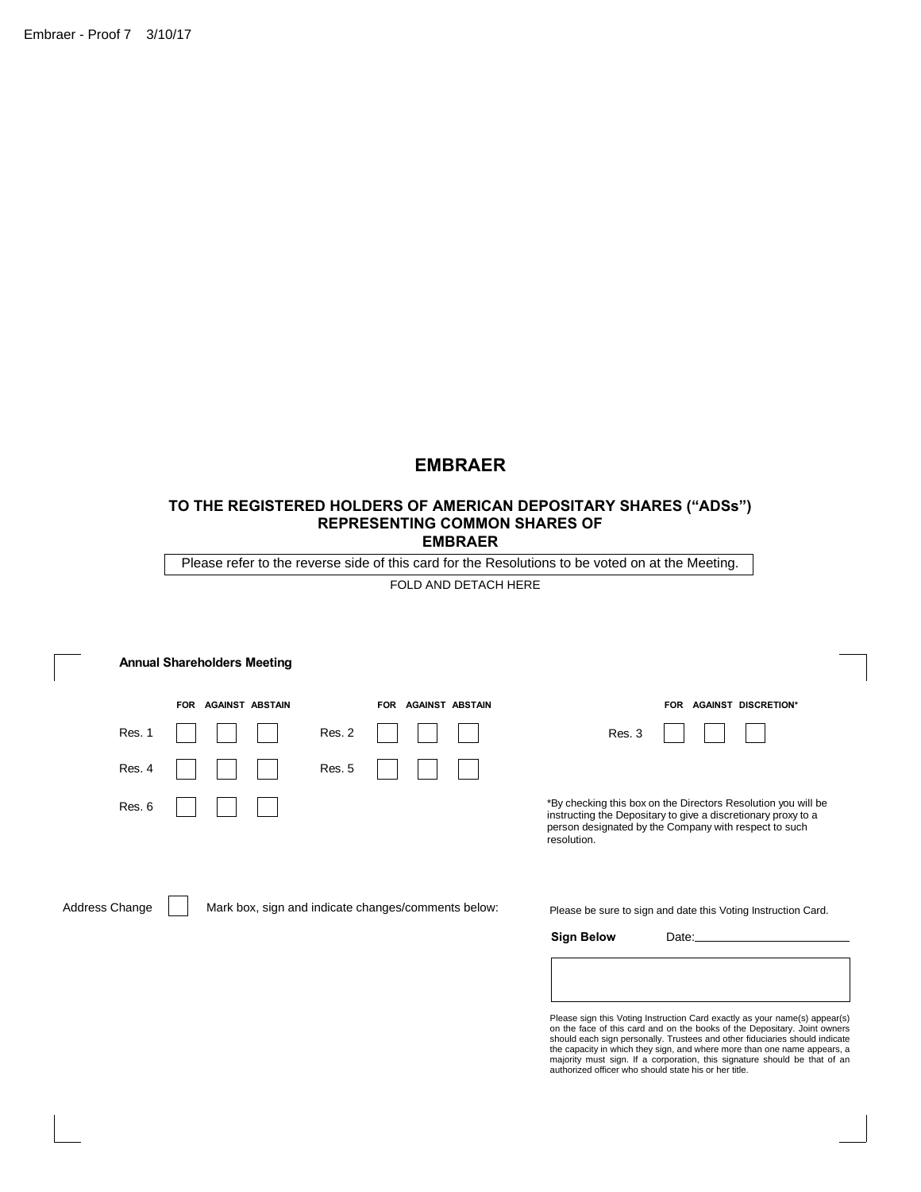# EMBRAER

**TO THE REGISTERED HOLDERS OF AMERICAN DEPOSITARY SHARES (“ADSs”) REPRESENTING COMMON SHARES OF EMBRAER**

Please refer to the reverse side of this card for the Resolutions to be voted on at the Meeting.

FOLD AND DETACH HERE

**Annual Shareholders Meeting**

| | FOR | AGAINST | ABSTAIN |
|---|---|---|---|
| Res. 1 | ☐ | ☐ | ☐ |
| Res. 2 | ☐ | ☐ | ☐ |
| Res. 4 | ☐ | ☐ | ☐ |
| Res. 5 | ☐ | ☐ | ☐ |
| Res. 6 | ☐ | ☐ | ☐ |

| | FOR | AGAINST | DISCRETION* |
|---|---|---|---|
| Res. 3 | ☐ | ☐ | ☐ |

*By checking this box on the Directors Resolution you will be instructing the Depositary to give a discretionary proxy to a person designated by the Company with respect to such resolution.

Address Change ☐ Mark box, sign and indicate changes/comments below:

Please be sure to sign and date this Voting Instruction Card.

**Sign Below** Date:________________________

Please sign this Voting Instruction Card exactly as your name(s) appear(s) on the face of this card and on the books of the Depositary. Joint owners should each sign personally. Trustees and other fiduciaries should indicate the capacity in which they sign, and where more than one name appears, a majority must sign. If a corporation, this signature should be that of an authorized officer who should state his or her title.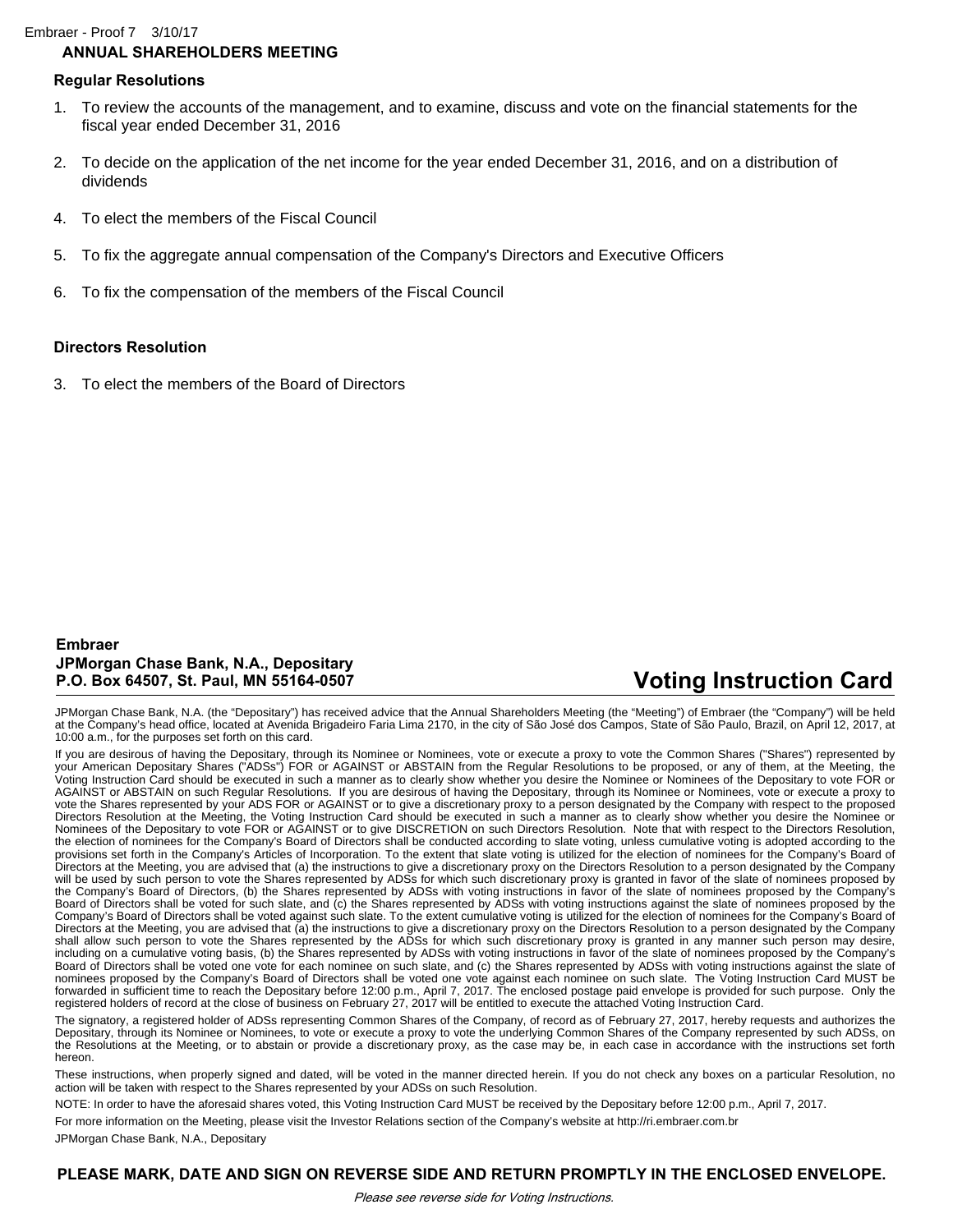## ANNUAL SHAREHOLDERS MEETING

### Regular Resolutions

1. To review the accounts of the management, and to examine, discuss and vote on the financial statements for the fiscal year ended December 31, 2016

2. To decide on the application of the net income for the year ended December 31, 2016, and on a distribution of dividends

4. To elect the members of the Fiscal Council

5. To fix the aggregate annual compensation of the Company's Directors and Executive Officers

6. To fix the compensation of the members of the Fiscal Council

### Directors Resolution

3. To elect the members of the Board of Directors

**Embraer**
**JPMorgan Chase Bank, N.A., Depositary**
**P.O. Box 64507, St. Paul, MN 55164-0507**

# Voting Instruction Card

JPMorgan Chase Bank, N.A. (the "Depositary") has received advice that the Annual Shareholders Meeting (the "Meeting") of Embraer (the "Company") will be held at the Company's head office, located at Avenida Brigadeiro Faria Lima 2170, in the city of São José dos Campos, State of São Paulo, Brazil, on April 12, 2017, at 10:00 a.m., for the purposes set forth on this card.

If you are desirous of having the Depositary, through its Nominee or Nominees, vote or execute a proxy to vote the Common Shares ("Shares") represented by your American Depositary Shares ("ADSs") FOR or AGAINST or ABSTAIN from the Regular Resolutions to be proposed, or any of them, at the Meeting, the Voting Instruction Card should be executed in such a manner as to clearly show whether you desire the Nominee or Nominees of the Depositary to vote FOR or AGAINST or ABSTAIN on such Regular Resolutions. If you are desirous of having the Depositary, through its Nominee or Nominees, vote or execute a proxy to vote the Shares represented by your ADS FOR or AGAINST or to give a discretionary proxy to a person designated by the Company with respect to the proposed Directors Resolution at the Meeting, the Voting Instruction Card should be executed in such a manner as to clearly show whether you desire the Nominee or Nominees of the Depositary to vote FOR or AGAINST or to give DISCRETION on such Directors Resolution. Note that with respect to the Directors Resolution, the election of nominees for the Company's Board of Directors shall be conducted according to slate voting, unless cumulative voting is adopted according to the provisions set forth in the Company's Articles of Incorporation. To the extent that slate voting is utilized for the election of nominees for the Company's Board of Directors at the Meeting, you are advised that (a) the instructions to give a discretionary proxy on the Directors Resolution to a person designated by the Company will be used by such person to vote the Shares represented by ADSs for which such discretionary proxy is granted in favor of the slate of nominees proposed by the Company's Board of Directors, (b) the Shares represented by ADSs with voting instructions in favor of the slate of nominees proposed by the Company's Board of Directors shall be voted for such slate, and (c) the Shares represented by ADSs with voting instructions against the slate of nominees proposed by the Company's Board of Directors shall be voted against such slate. To the extent cumulative voting is utilized for the election of nominees for the Company's Board of Directors at the Meeting, you are advised that (a) the instructions to give a discretionary proxy on the Directors Resolution to a person designated by the Company shall allow such person to vote the Shares represented by the ADSs for which such discretionary proxy is granted in any manner such person may desire, including on a cumulative voting basis, (b) the Shares represented by ADSs with voting instructions in favor of the slate of nominees proposed by the Company's Board of Directors shall be voted one vote for each nominee on such slate, and (c) the Shares represented by ADSs with voting instructions against the slate of nominees proposed by the Company's Board of Directors shall be voted one vote against each nominee on such slate. The Voting Instruction Card MUST be forwarded in sufficient time to reach the Depositary before 12:00 p.m., April 7, 2017. The enclosed postage paid envelope is provided for such purpose. Only the registered holders of record at the close of business on February 27, 2017 will be entitled to execute the attached Voting Instruction Card.

The signatory, a registered holder of ADSs representing Common Shares of the Company, of record as of February 27, 2017, hereby requests and authorizes the Depositary, through its Nominee or Nominees, to vote or execute a proxy to vote the underlying Common Shares of the Company represented by such ADSs, on the Resolutions at the Meeting, or to abstain or provide a discretionary proxy, as the case may be, in each case in accordance with the instructions set forth hereon.

These instructions, when properly signed and dated, will be voted in the manner directed herein. If you do not check any boxes on a particular Resolution, no action will be taken with respect to the Shares represented by your ADSs on such Resolution.

NOTE: In order to have the aforesaid shares voted, this Voting Instruction Card MUST be received by the Depositary before 12:00 p.m., April 7, 2017.

For more information on the Meeting, please visit the Investor Relations section of the Company's website at http://ri.embraer.com.br

JPMorgan Chase Bank, N.A., Depositary

**PLEASE MARK, DATE AND SIGN ON REVERSE SIDE AND RETURN PROMPTLY IN THE ENCLOSED ENVELOPE.**

*Please see reverse side for Voting Instructions.*